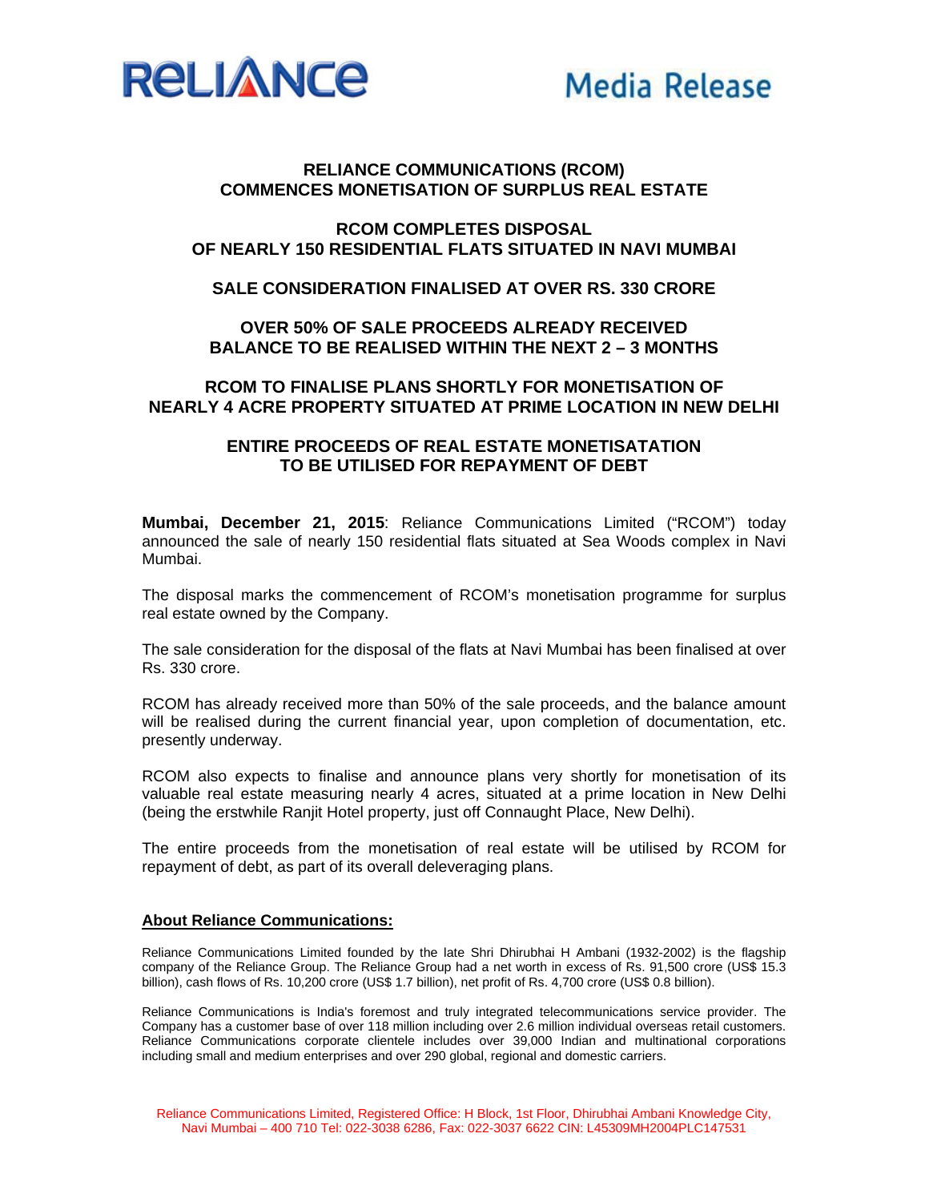**Reliance** **Media Release**

## RELIANCE COMMUNICATIONS (RCOM) COMMENCES MONETISATION OF SURPLUS REAL ESTATE

## RCOM COMPLETES DISPOSAL OF NEARLY 150 RESIDENTIAL FLATS SITUATED IN NAVI MUMBAI

## SALE CONSIDERATION FINALISED AT OVER RS. 330 CRORE

## OVER 50% OF SALE PROCEEDS ALREADY RECEIVED BALANCE TO BE REALISED WITHIN THE NEXT 2 – 3 MONTHS

## RCOM TO FINALISE PLANS SHORTLY FOR MONETISATION OF NEARLY 4 ACRE PROPERTY SITUATED AT PRIME LOCATION IN NEW DELHI

## ENTIRE PROCEEDS OF REAL ESTATE MONETISATATION TO BE UTILISED FOR REPAYMENT OF DEBT

**Mumbai, December 21, 2015**: Reliance Communications Limited ("RCOM") today announced the sale of nearly 150 residential flats situated at Sea Woods complex in Navi Mumbai.

The disposal marks the commencement of RCOM's monetisation programme for surplus real estate owned by the Company.

The sale consideration for the disposal of the flats at Navi Mumbai has been finalised at over Rs. 330 crore.

RCOM has already received more than 50% of the sale proceeds, and the balance amount will be realised during the current financial year, upon completion of documentation, etc. presently underway.

RCOM also expects to finalise and announce plans very shortly for monetisation of its valuable real estate measuring nearly 4 acres, situated at a prime location in New Delhi (being the erstwhile Ranjit Hotel property, just off Connaught Place, New Delhi).

The entire proceeds from the monetisation of real estate will be utilised by RCOM for repayment of debt, as part of its overall deleveraging plans.

**About Reliance Communications:**

Reliance Communications Limited founded by the late Shri Dhirubhai H Ambani (1932-2002) is the flagship company of the Reliance Group. The Reliance Group had a net worth in excess of Rs. 91,500 crore (US$ 15.3 billion), cash flows of Rs. 10,200 crore (US$ 1.7 billion), net profit of Rs. 4,700 crore (US$ 0.8 billion).

Reliance Communications is India's foremost and truly integrated telecommunications service provider. The Company has a customer base of over 118 million including over 2.6 million individual overseas retail customers. Reliance Communications corporate clientele includes over 39,000 Indian and multinational corporations including small and medium enterprises and over 290 global, regional and domestic carriers.

Reliance Communications Limited, Registered Office: H Block, 1st Floor, Dhirubhai Ambani Knowledge City, Navi Mumbai – 400 710 Tel: 022-3038 6286, Fax: 022-3037 6622 CIN: L45309MH2004PLC147531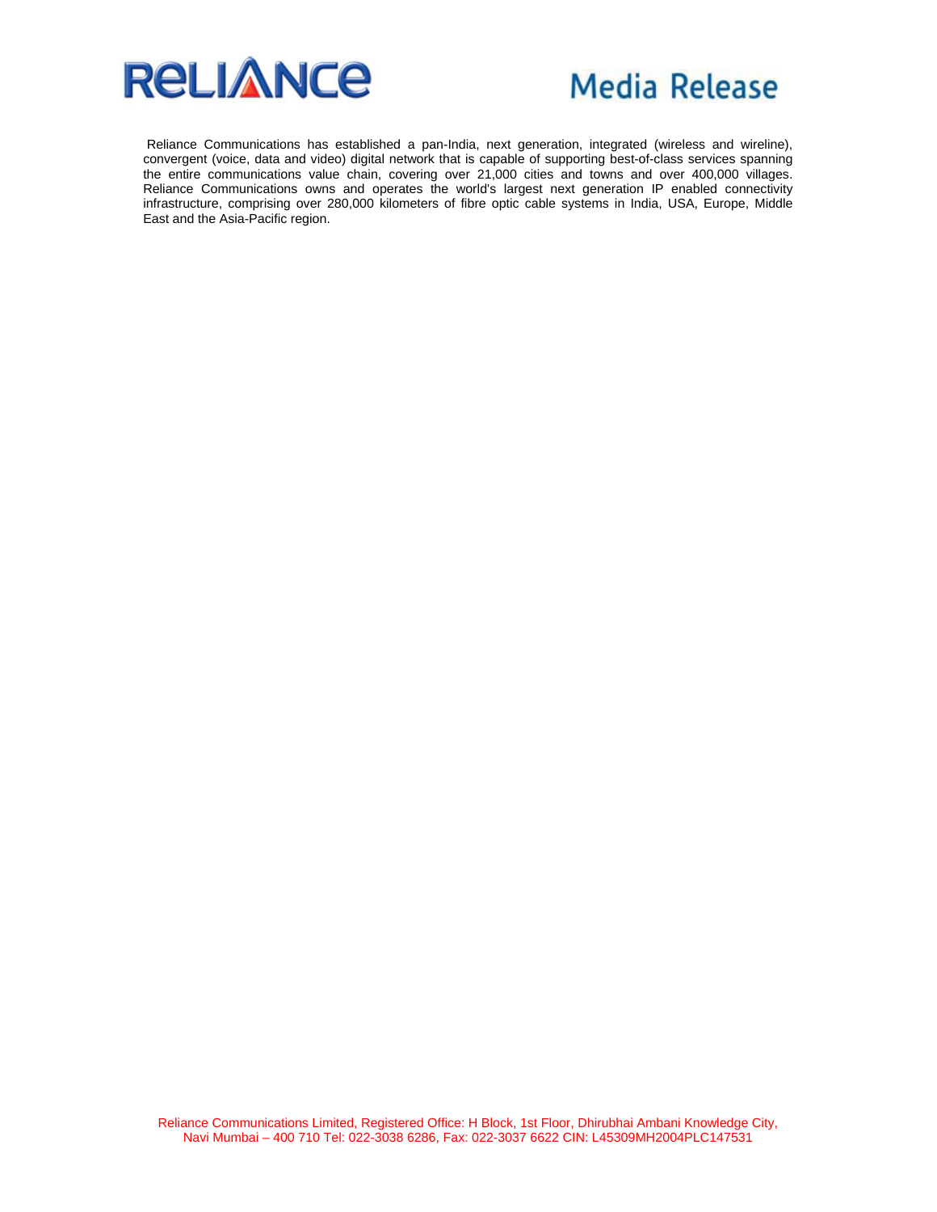Reliance Communications has established a pan-India, next generation, integrated (wireless and wireline), convergent (voice, data and video) digital network that is capable of supporting best-of-class services spanning the entire communications value chain, covering over 21,000 cities and towns and over 400,000 villages. Reliance Communications owns and operates the world's largest next generation IP enabled connectivity infrastructure, comprising over 280,000 kilometers of fibre optic cable systems in India, USA, Europe, Middle East and the Asia-Pacific region.